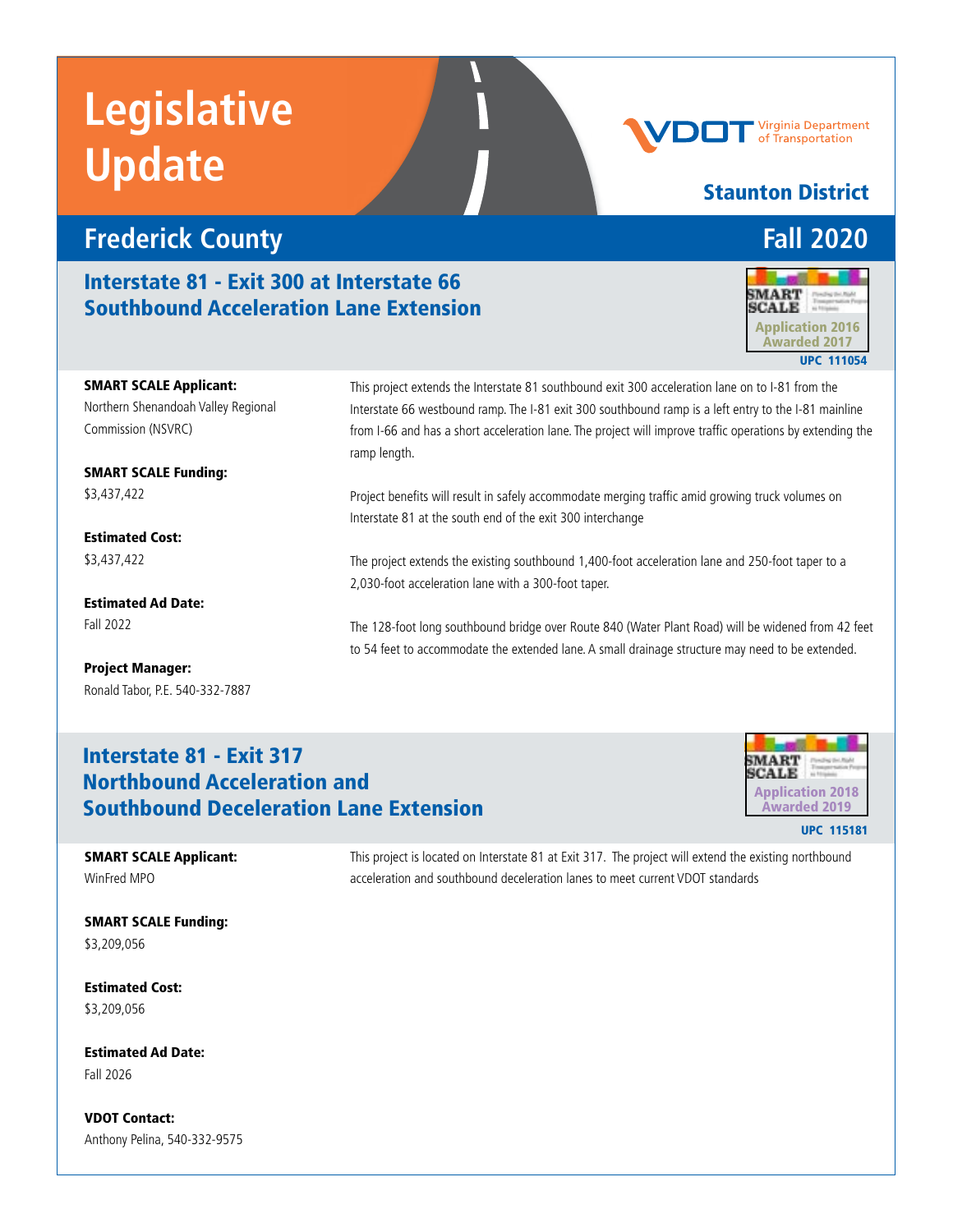# Legislative Update

Virginia Department of Transportation

**Staunton District**

## Frederick County

**Fall 2020**

### Interstate 81 - Exit 300 at Interstate 66 Southbound Acceleration Lane Extension

SMART SCALE Application 2016 Awarded 2017

UPC 111054

**SMART SCALE Applicant:**
Northern Shenandoah Valley Regional Commission (NSVRC)

**SMART SCALE Funding:**
$3,437,422

**Estimated Cost:**
$3,437,422

**Estimated Ad Date:**
Fall 2022

**Project Manager:**
Ronald Tabor, P.E. 540-332-7887

This project extends the Interstate 81 southbound exit 300 acceleration lane on to I-81 from the Interstate 66 westbound ramp. The I-81 exit 300 southbound ramp is a left entry to the I-81 mainline from I-66 and has a short acceleration lane. The project will improve traffic operations by extending the ramp length.

Project benefits will result in safely accommodate merging traffic amid growing truck volumes on Interstate 81 at the south end of the exit 300 interchange

The project extends the existing southbound 1,400-foot acceleration lane and 250-foot taper to a 2,030-foot acceleration lane with a 300-foot taper.

The 128-foot long southbound bridge over Route 840 (Water Plant Road) will be widened from 42 feet to 54 feet to accommodate the extended lane. A small drainage structure may need to be extended.

### Interstate 81 - Exit 317 Northbound Acceleration and Southbound Deceleration Lane Extension

SMART SCALE Application 2018 Awarded 2019

UPC 115181

**SMART SCALE Applicant:**
WinFred MPO

**SMART SCALE Funding:**
$3,209,056

**Estimated Cost:**
$3,209,056

**Estimated Ad Date:**
Fall 2026

**VDOT Contact:**
Anthony Pelina, 540-332-9575

This project is located on Interstate 81 at Exit 317. The project will extend the existing northbound acceleration and southbound deceleration lanes to meet current VDOT standards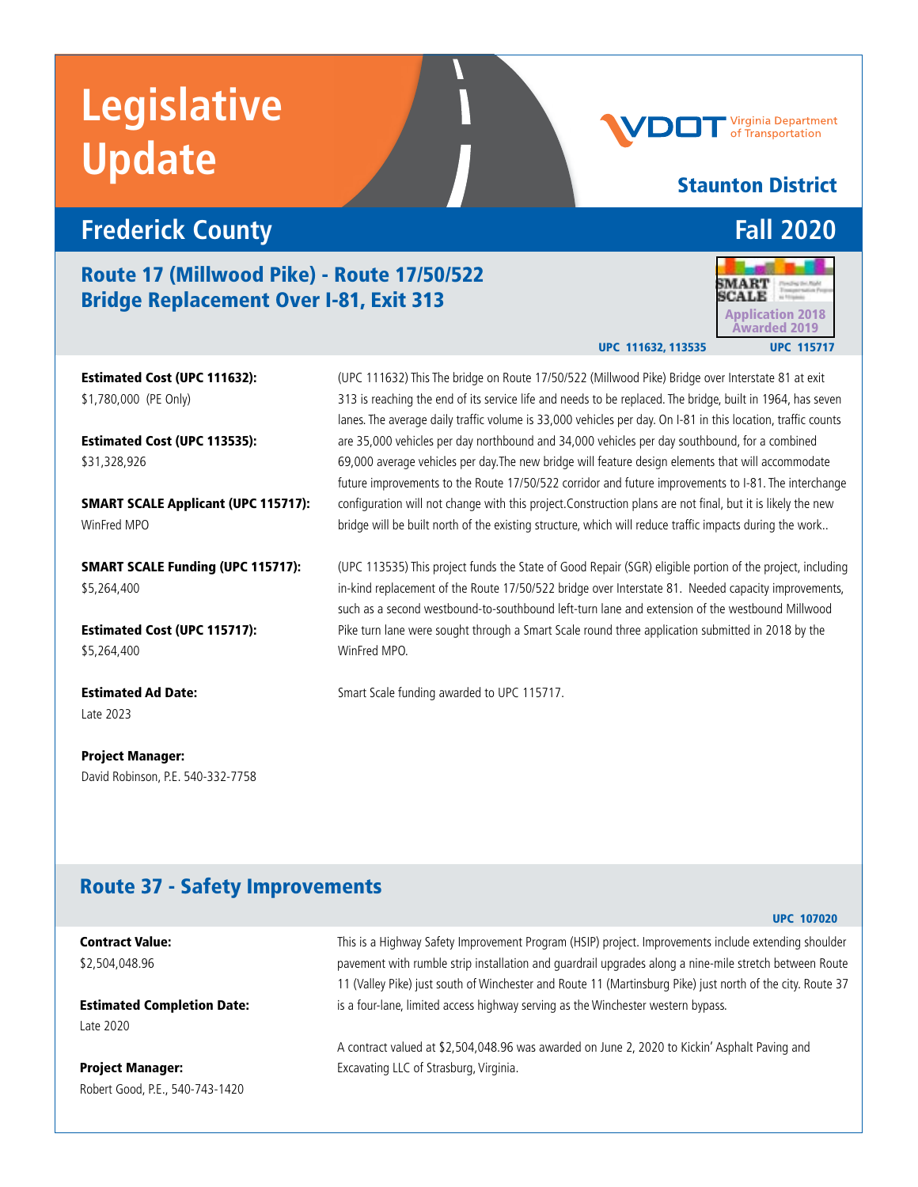# Legislative Update

VDOT Virginia Department of Transportation

## Staunton District

## Frederick County — Fall 2020

### Route 17 (Millwood Pike) - Route 17/50/522 Bridge Replacement Over I-81, Exit 313

SMART SCALE — Application 2018, Awarded 2019

UPC 111632, 113535 — UPC 115717

**Estimated Cost (UPC 111632):**
$1,780,000 (PE Only)

**Estimated Cost (UPC 113535):**
$31,328,926

**SMART SCALE Applicant (UPC 115717):**
WinFred MPO

**SMART SCALE Funding (UPC 115717):**
$5,264,400

**Estimated Cost (UPC 115717):**
$5,264,400

**Estimated Ad Date:**
Late 2023

**Project Manager:**
David Robinson, P.E. 540-332-7758

(UPC 111632) This The bridge on Route 17/50/522 (Millwood Pike) Bridge over Interstate 81 at exit 313 is reaching the end of its service life and needs to be replaced. The bridge, built in 1964, has seven lanes. The average daily traffic volume is 33,000 vehicles per day. On I-81 in this location, traffic counts are 35,000 vehicles per day northbound and 34,000 vehicles per day southbound, for a combined 69,000 average vehicles per day.The new bridge will feature design elements that will accommodate future improvements to the Route 17/50/522 corridor and future improvements to I-81. The interchange configuration will not change with this project.Construction plans are not final, but it is likely the new bridge will be built north of the existing structure, which will reduce traffic impacts during the work..

(UPC 113535) This project funds the State of Good Repair (SGR) eligible portion of the project, including in-kind replacement of the Route 17/50/522 bridge over Interstate 81. Needed capacity improvements, such as a second westbound-to-southbound left-turn lane and extension of the westbound Millwood Pike turn lane were sought through a Smart Scale round three application submitted in 2018 by the WinFred MPO.

Smart Scale funding awarded to UPC 115717.

### Route 37 - Safety Improvements

UPC 107020

**Contract Value:**
$2,504,048.96

**Estimated Completion Date:**
Late 2020

**Project Manager:**
Robert Good, P.E., 540-743-1420

This is a Highway Safety Improvement Program (HSIP) project. Improvements include extending shoulder pavement with rumble strip installation and guardrail upgrades along a nine-mile stretch between Route 11 (Valley Pike) just south of Winchester and Route 11 (Martinsburg Pike) just north of the city. Route 37 is a four-lane, limited access highway serving as the Winchester western bypass.

A contract valued at $2,504,048.96 was awarded on June 2, 2020 to Kickin' Asphalt Paving and Excavating LLC of Strasburg, Virginia.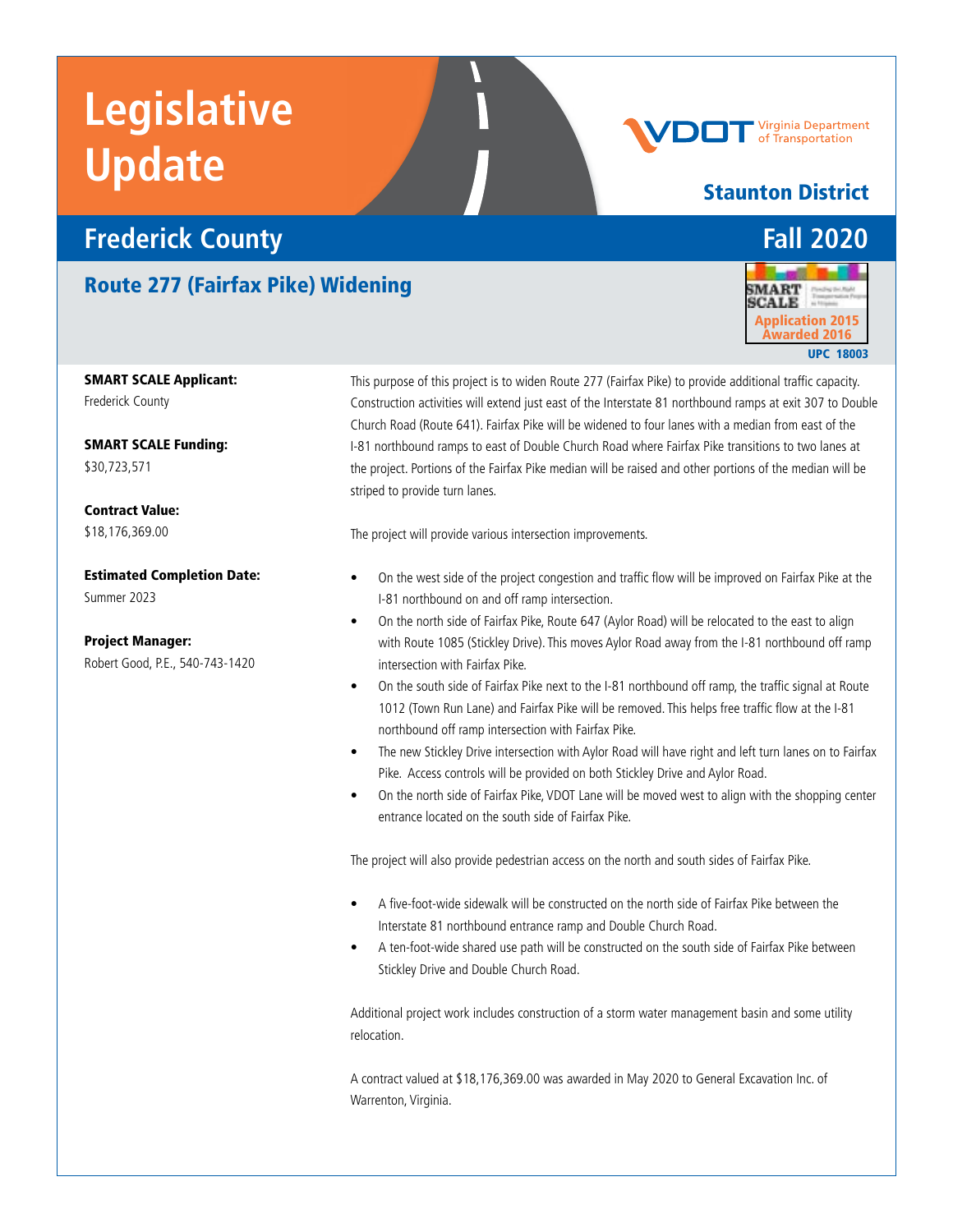# Legislative Update

Virginia Department of Transportation

## Staunton District

## Frederick County — Fall 2020

### Route 277 (Fairfax Pike) Widening

SMART SCALE
Application 2015
Awarded 2016

UPC 18003

**SMART SCALE Applicant:**
Frederick County

**SMART SCALE Funding:**
$30,723,571

**Contract Value:**
$18,176,369.00

**Estimated Completion Date:**
Summer 2023

**Project Manager:**
Robert Good, P.E., 540-743-1420

This purpose of this project is to widen Route 277 (Fairfax Pike) to provide additional traffic capacity. Construction activities will extend just east of the Interstate 81 northbound ramps at exit 307 to Double Church Road (Route 641). Fairfax Pike will be widened to four lanes with a median from east of the I-81 northbound ramps to east of Double Church Road where Fairfax Pike transitions to two lanes at the project. Portions of the Fairfax Pike median will be raised and other portions of the median will be striped to provide turn lanes.

The project will provide various intersection improvements.

- On the west side of the project congestion and traffic flow will be improved on Fairfax Pike at the I-81 northbound on and off ramp intersection.
- On the north side of Fairfax Pike, Route 647 (Aylor Road) will be relocated to the east to align with Route 1085 (Stickley Drive). This moves Aylor Road away from the I-81 northbound off ramp intersection with Fairfax Pike.
- On the south side of Fairfax Pike next to the I-81 northbound off ramp, the traffic signal at Route 1012 (Town Run Lane) and Fairfax Pike will be removed. This helps free traffic flow at the I-81 northbound off ramp intersection with Fairfax Pike.
- The new Stickley Drive intersection with Aylor Road will have right and left turn lanes on to Fairfax Pike. Access controls will be provided on both Stickley Drive and Aylor Road.
- On the north side of Fairfax Pike, VDOT Lane will be moved west to align with the shopping center entrance located on the south side of Fairfax Pike.

The project will also provide pedestrian access on the north and south sides of Fairfax Pike.

- A five-foot-wide sidewalk will be constructed on the north side of Fairfax Pike between the Interstate 81 northbound entrance ramp and Double Church Road.
- A ten-foot-wide shared use path will be constructed on the south side of Fairfax Pike between Stickley Drive and Double Church Road.

Additional project work includes construction of a storm water management basin and some utility relocation.

A contract valued at $18,176,369.00 was awarded in May 2020 to General Excavation Inc. of Warrenton, Virginia.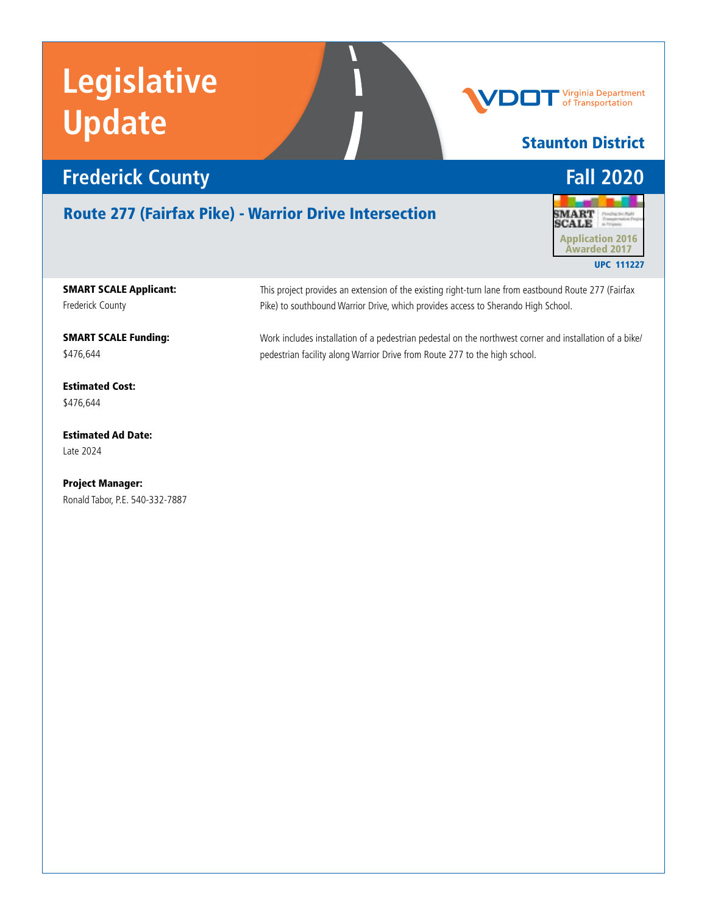# Legislative Update

Virginia Department of Transportation

**Staunton District**

## Frederick County — Fall 2020

### Route 277 (Fairfax Pike) - Warrior Drive Intersection

SMART SCALE Application 2016 Awarded 2017

UPC 111227

**SMART SCALE Applicant:**
Frederick County

**SMART SCALE Funding:**
$476,644

**Estimated Cost:**
$476,644

**Estimated Ad Date:**
Late 2024

**Project Manager:**
Ronald Tabor, P.E. 540-332-7887

This project provides an extension of the existing right-turn lane from eastbound Route 277 (Fairfax Pike) to southbound Warrior Drive, which provides access to Sherando High School.

Work includes installation of a pedestrian pedestal on the northwest corner and installation of a bike/pedestrian facility along Warrior Drive from Route 277 to the high school.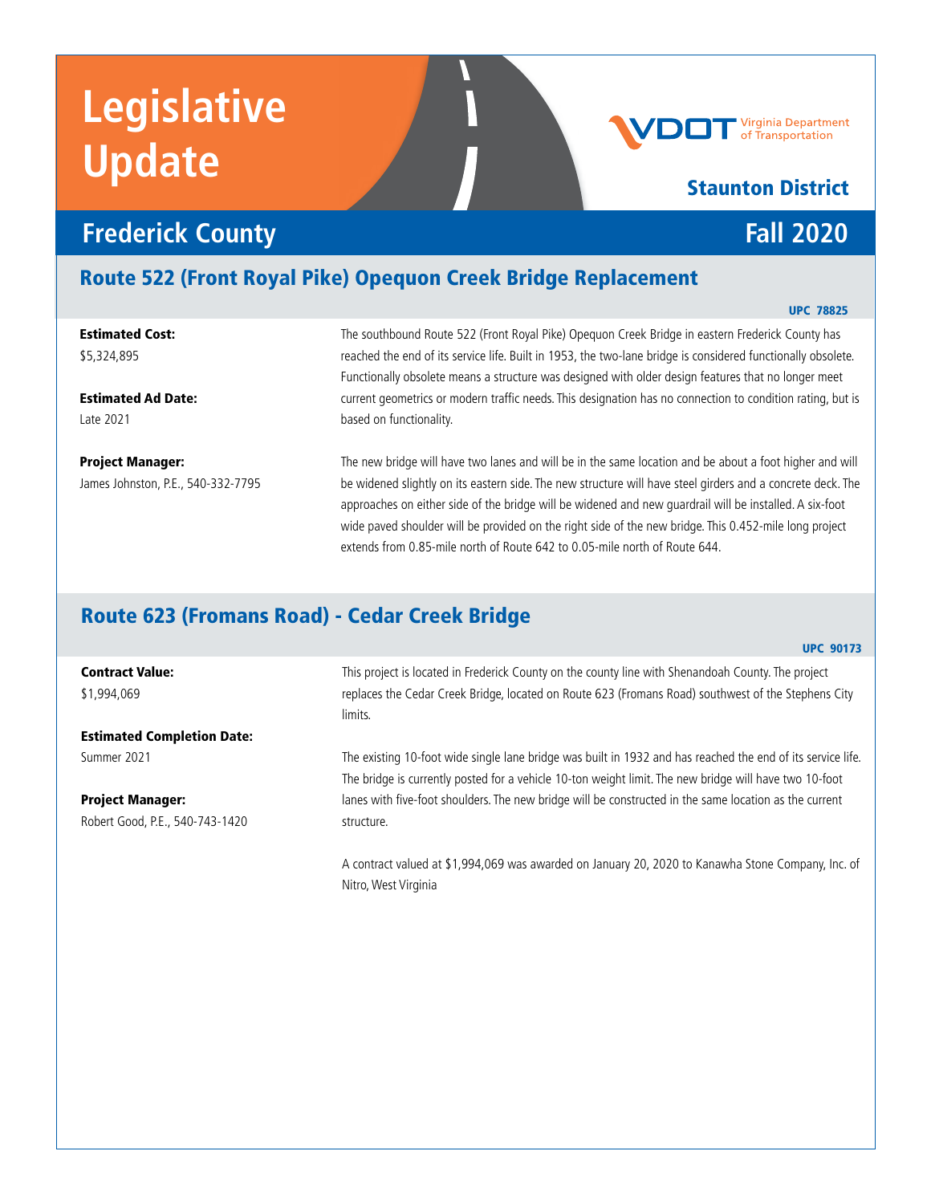# Legislative Update

Virginia Department of Transportation

**Staunton District**

## Frederick County — Fall 2020

## Route 522 (Front Royal Pike) Opequon Creek Bridge Replacement

**UPC 78825**

**Estimated Cost:**
$5,324,895

**Estimated Ad Date:**
Late 2021

**Project Manager:**
James Johnston, P.E., 540-332-7795

The southbound Route 522 (Front Royal Pike) Opequon Creek Bridge in eastern Frederick County has reached the end of its service life. Built in 1953, the two-lane bridge is considered functionally obsolete. Functionally obsolete means a structure was designed with older design features that no longer meet current geometrics or modern traffic needs. This designation has no connection to condition rating, but is based on functionality.

The new bridge will have two lanes and will be in the same location and be about a foot higher and will be widened slightly on its eastern side. The new structure will have steel girders and a concrete deck. The approaches on either side of the bridge will be widened and new guardrail will be installed. A six-foot wide paved shoulder will be provided on the right side of the new bridge. This 0.452-mile long project extends from 0.85-mile north of Route 642 to 0.05-mile north of Route 644.

## Route 623 (Fromans Road) - Cedar Creek Bridge

**UPC 90173**

**Contract Value:**
$1,994,069

**Estimated Completion Date:**
Summer 2021

**Project Manager:**
Robert Good, P.E., 540-743-1420

This project is located in Frederick County on the county line with Shenandoah County. The project replaces the Cedar Creek Bridge, located on Route 623 (Fromans Road) southwest of the Stephens City limits.

The existing 10-foot wide single lane bridge was built in 1932 and has reached the end of its service life. The bridge is currently posted for a vehicle 10-ton weight limit. The new bridge will have two 10-foot lanes with five-foot shoulders. The new bridge will be constructed in the same location as the current structure.

A contract valued at $1,994,069 was awarded on January 20, 2020 to Kanawha Stone Company, Inc. of Nitro, West Virginia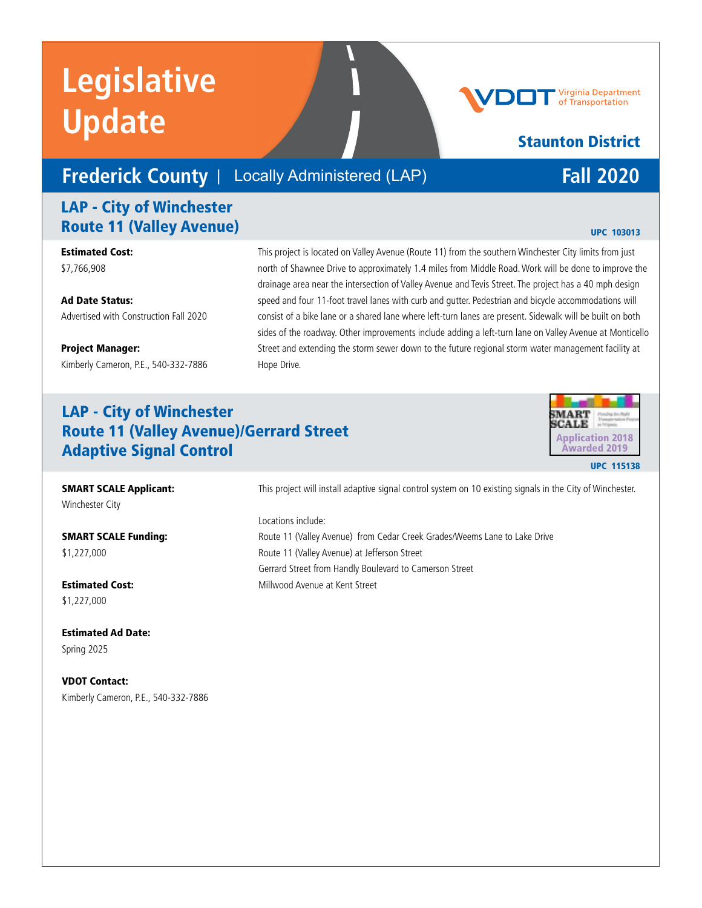# Legislative Update

**Staunton District**

## Frederick County | Locally Administered (LAP) — Fall 2020

### LAP - City of Winchester Route 11 (Valley Avenue)

**UPC 103013**

**Estimated Cost:**
$7,766,908

**Ad Date Status:**
Advertised with Construction Fall 2020

**Project Manager:**
Kimberly Cameron, P.E., 540-332-7886

This project is located on Valley Avenue (Route 11) from the southern Winchester City limits from just north of Shawnee Drive to approximately 1.4 miles from Middle Road. Work will be done to improve the drainage area near the intersection of Valley Avenue and Tevis Street. The project has a 40 mph design speed and four 11-foot travel lanes with curb and gutter. Pedestrian and bicycle accommodations will consist of a bike lane or a shared lane where left-turn lanes are present. Sidewalk will be built on both sides of the roadway. Other improvements include adding a left-turn lane on Valley Avenue at Monticello Street and extending the storm sewer down to the future regional storm water management facility at Hope Drive.

### LAP - City of Winchester Route 11 (Valley Avenue)/Gerrard Street Adaptive Signal Control

SMART SCALE Application 2018 Awarded 2019

**UPC 115138**

**SMART SCALE Applicant:**
Winchester City

**SMART SCALE Funding:**
$1,227,000

**Estimated Cost:**
$1,227,000

**Estimated Ad Date:**
Spring 2025

**VDOT Contact:**
Kimberly Cameron, P.E., 540-332-7886

This project will install adaptive signal control system on 10 existing signals in the City of Winchester.

Locations include:

Route 11 (Valley Avenue) from Cedar Creek Grades/Weems Lane to Lake Drive
Route 11 (Valley Avenue) at Jefferson Street
Gerrard Street from Handly Boulevard to Camerson Street
Millwood Avenue at Kent Street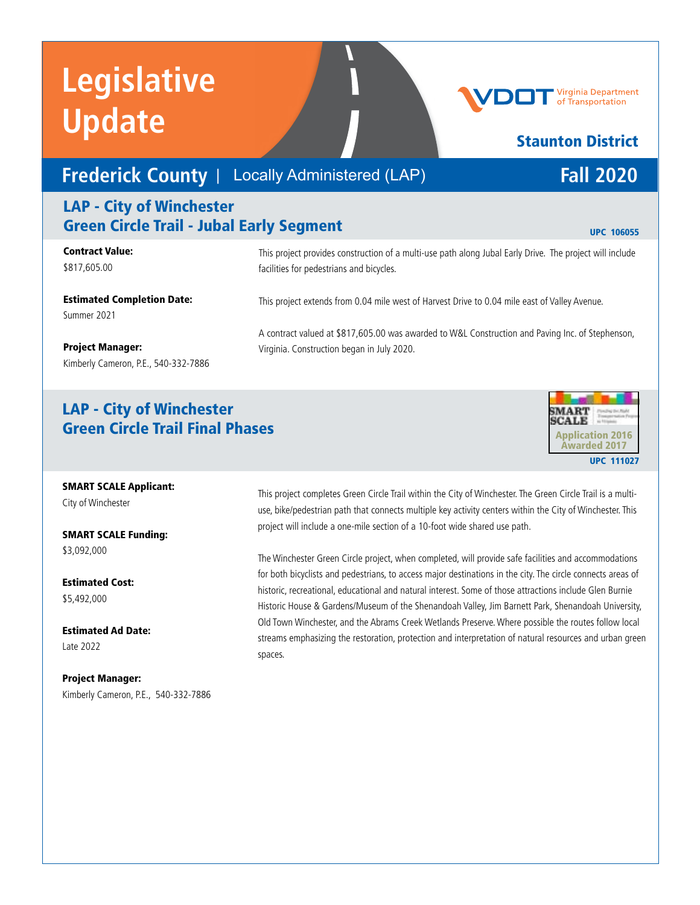# Legislative Update

**Staunton District**

## Frederick County | Locally Administered (LAP) Fall 2020

### LAP - City of Winchester Green Circle Trail - Jubal Early Segment

UPC 106055

**Contract Value:**
$817,605.00

**Estimated Completion Date:**
Summer 2021

**Project Manager:**
Kimberly Cameron, P.E., 540-332-7886

This project provides construction of a multi-use path along Jubal Early Drive. The project will include facilities for pedestrians and bicycles.

This project extends from 0.04 mile west of Harvest Drive to 0.04 mile east of Valley Avenue.

A contract valued at $817,605.00 was awarded to W&L Construction and Paving Inc. of Stephenson, Virginia. Construction began in July 2020.

### LAP - City of Winchester Green Circle Trail Final Phases

SMART SCALE Application 2016 Awarded 2017

UPC 111027

**SMART SCALE Applicant:**
City of Winchester

**SMART SCALE Funding:**
$3,092,000

**Estimated Cost:**
$5,492,000

**Estimated Ad Date:**
Late 2022

**Project Manager:**
Kimberly Cameron, P.E., 540-332-7886

This project completes Green Circle Trail within the City of Winchester. The Green Circle Trail is a multi-use, bike/pedestrian path that connects multiple key activity centers within the City of Winchester. This project will include a one-mile section of a 10-foot wide shared use path.

The Winchester Green Circle project, when completed, will provide safe facilities and accommodations for both bicyclists and pedestrians, to access major destinations in the city. The circle connects areas of historic, recreational, educational and natural interest. Some of those attractions include Glen Burnie Historic House & Gardens/Museum of the Shenandoah Valley, Jim Barnett Park, Shenandoah University, Old Town Winchester, and the Abrams Creek Wetlands Preserve. Where possible the routes follow local streams emphasizing the restoration, protection and interpretation of natural resources and urban green spaces.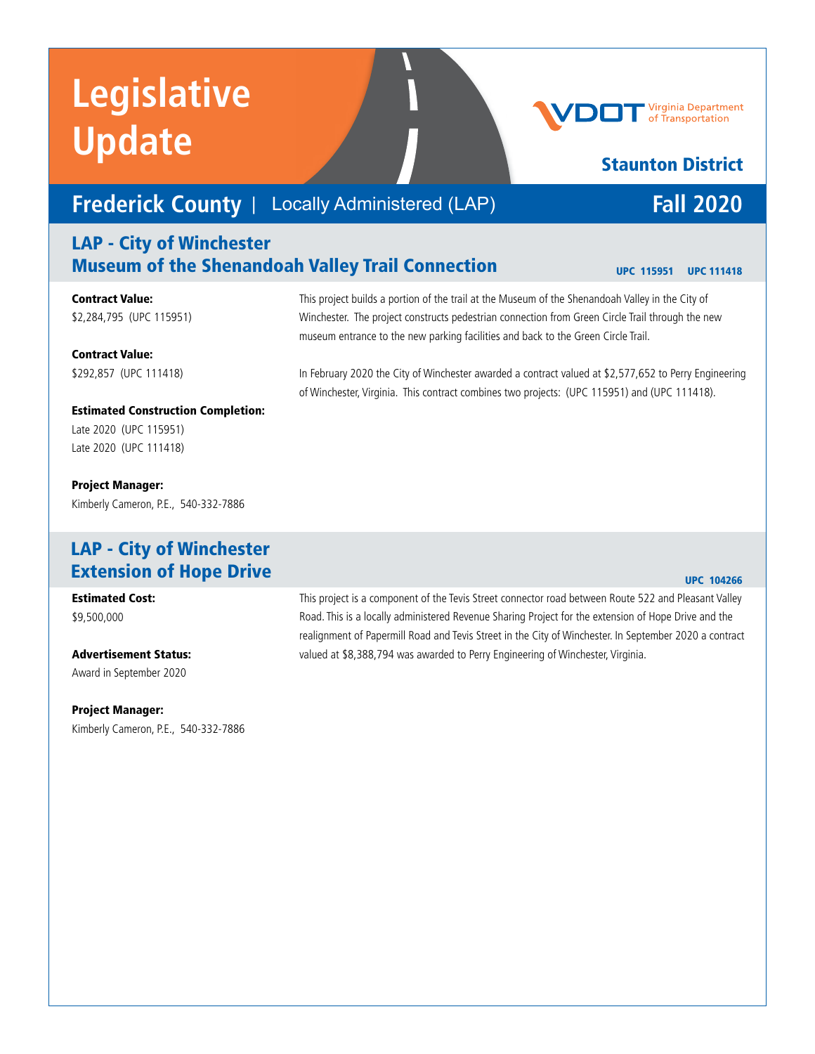# Legislative Update

VDOT Virginia Department of Transportation

**Staunton District**

## Frederick County | Locally Administered (LAP) — Fall 2020

## LAP - City of Winchester
## Museum of the Shenandoah Valley Trail Connection

UPC 115951 UPC 111418

**Contract Value:**
$2,284,795 (UPC 115951)

**Contract Value:**
$292,857 (UPC 111418)

**Estimated Construction Completion:**
Late 2020 (UPC 115951)
Late 2020 (UPC 111418)

**Project Manager:**
Kimberly Cameron, P.E., 540-332-7886

This project builds a portion of the trail at the Museum of the Shenandoah Valley in the City of Winchester. The project constructs pedestrian connection from Green Circle Trail through the new museum entrance to the new parking facilities and back to the Green Circle Trail.

In February 2020 the City of Winchester awarded a contract valued at $2,577,652 to Perry Engineering of Winchester, Virginia. This contract combines two projects: (UPC 115951) and (UPC 111418).

## LAP - City of Winchester
## Extension of Hope Drive

UPC 104266

**Estimated Cost:**
$9,500,000

**Advertisement Status:**
Award in September 2020

**Project Manager:**
Kimberly Cameron, P.E., 540-332-7886

This project is a component of the Tevis Street connector road between Route 522 and Pleasant Valley Road. This is a locally administered Revenue Sharing Project for the extension of Hope Drive and the realignment of Papermill Road and Tevis Street in the City of Winchester. In September 2020 a contract valued at $8,388,794 was awarded to Perry Engineering of Winchester, Virginia.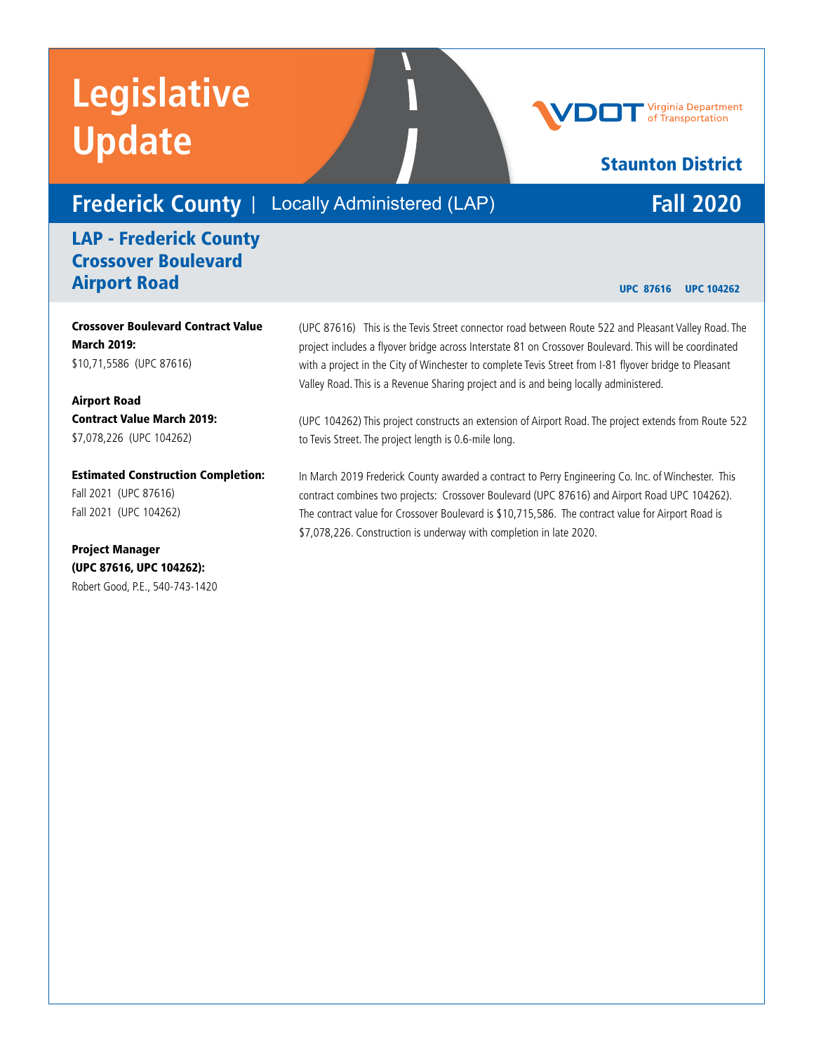# Legislative Update

Virginia Department of Transportation

**Staunton District**

## Frederick County | Locally Administered (LAP) Fall 2020

### LAP - Frederick County Crossover Boulevard Airport Road

UPC 87616 UPC 104262

**Crossover Boulevard Contract Value March 2019:**
$10,71,5586 (UPC 87616)

**Airport Road Contract Value March 2019:**
$7,078,226 (UPC 104262)

**Estimated Construction Completion:**
Fall 2021 (UPC 87616)
Fall 2021 (UPC 104262)

**Project Manager (UPC 87616, UPC 104262):**
Robert Good, P.E., 540-743-1420

(UPC 87616) This is the Tevis Street connector road between Route 522 and Pleasant Valley Road. The project includes a flyover bridge across Interstate 81 on Crossover Boulevard. This will be coordinated with a project in the City of Winchester to complete Tevis Street from I-81 flyover bridge to Pleasant Valley Road. This is a Revenue Sharing project and is and being locally administered.

(UPC 104262) This project constructs an extension of Airport Road. The project extends from Route 522 to Tevis Street. The project length is 0.6-mile long.

In March 2019 Frederick County awarded a contract to Perry Engineering Co. Inc. of Winchester. This contract combines two projects: Crossover Boulevard (UPC 87616) and Airport Road UPC 104262). The contract value for Crossover Boulevard is $10,715,586. The contract value for Airport Road is $7,078,226. Construction is underway with completion in late 2020.